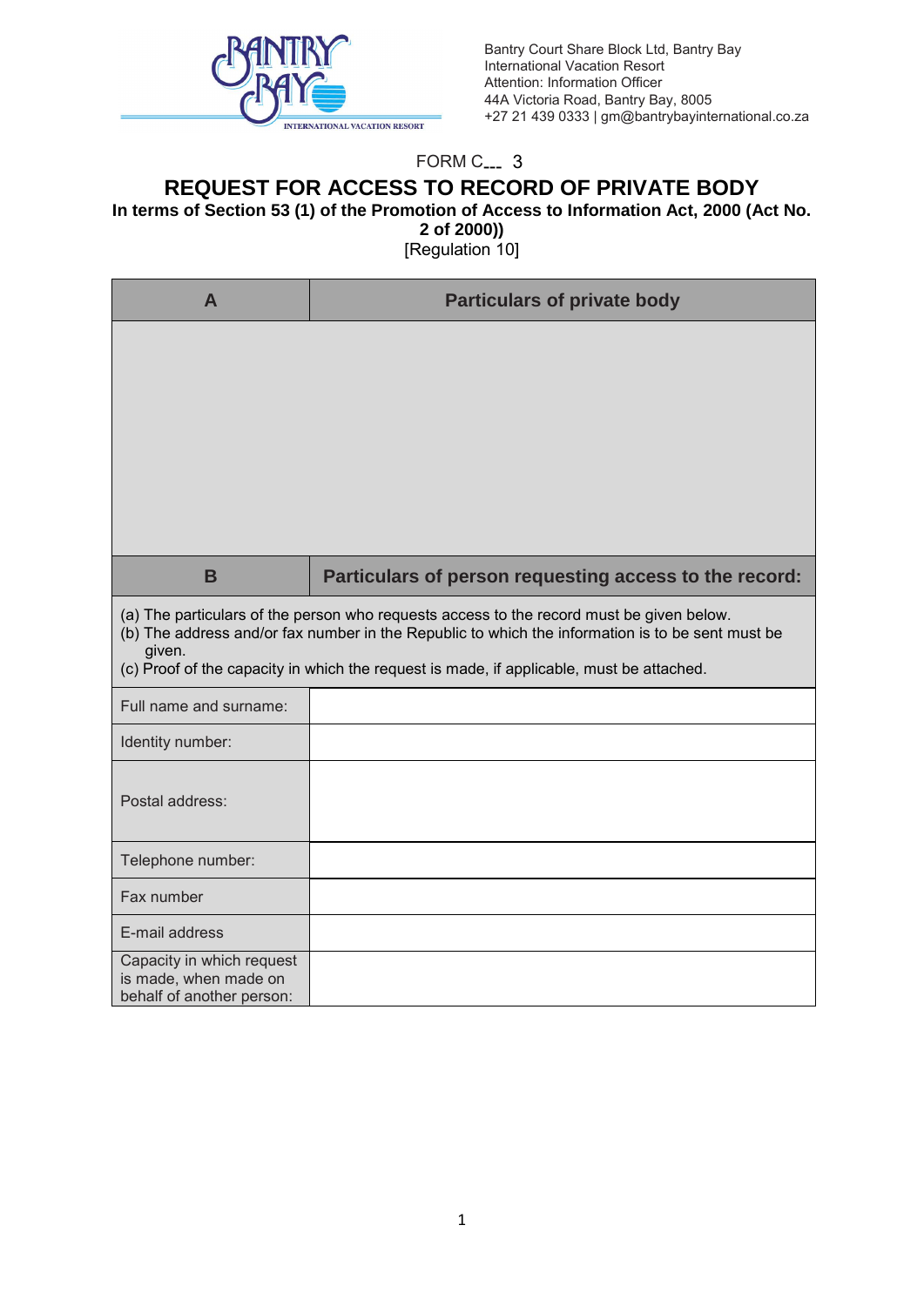Bantry Court Share Block Ltd, Bantry Bay
International Vacation Resort
Attention: Information Officer
44A Victoria Road, Bantry Bay, 8005
+27 21 439 0333 | gm@bantrybayinternational.co.za

FORM C 3

# REQUEST FOR ACCESS TO RECORD OF PRIVATE BODY

**In terms of Section 53 (1) of the Promotion of Access to Information Act, 2000 (Act No. 2 of 2000))**

[Regulation 10]

| A | Particulars of private body |
|---|---|
| | |

| B | Particulars of person requesting access to the record: |
|---|---|
| (a) The particulars of the person who requests access to the record must be given below.<br>(b) The address and/or fax number in the Republic to which the information is to be sent must be given.<br>(c) Proof of the capacity in which the request is made, if applicable, must be attached. | |
| Full name and surname: | |
| Identity number: | |
| Postal address: | |
| Telephone number: | |
| Fax number | |
| E-mail address | |
| Capacity in which request is made, when made on behalf of another person: | |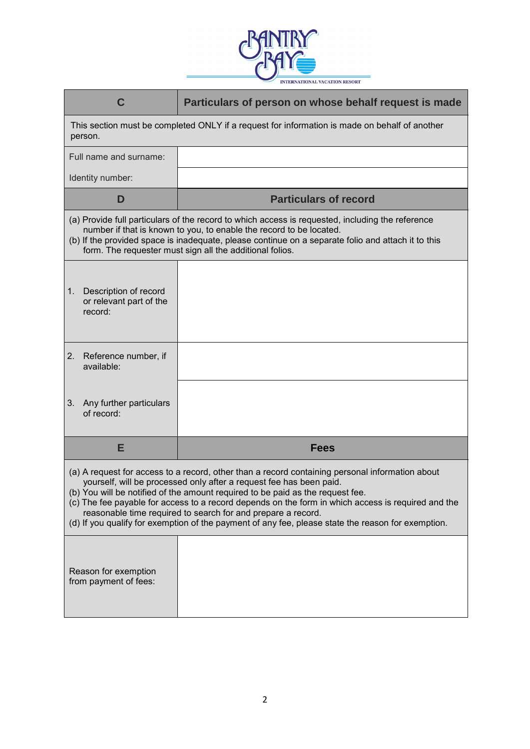| C | Particulars of person on whose behalf request is made |
|---|---|
| This section must be completed ONLY if a request for information is made on behalf of another person. | |
| Full name and surname: | |
| Identity number: | |

| D | Particulars of record |
|---|---|
| (a) Provide full particulars of the record to which access is requested, including the reference number if that is known to you, to enable the record to be located.<br>(b) If the provided space is inadequate, please continue on a separate folio and attach it to this form. The requester must sign all the additional folios. | |
| 1. Description of record or relevant part of the record: | |
| 2. Reference number, if available: | |
| 3. Any further particulars of record: | |

| E | Fees |
|---|---|
| (a) A request for access to a record, other than a record containing personal information about yourself, will be processed only after a request fee has been paid.<br>(b) You will be notified of the amount required to be paid as the request fee.<br>(c) The fee payable for access to a record depends on the form in which access is required and the reasonable time required to search for and prepare a record.<br>(d) If you qualify for exemption of the payment of any fee, please state the reason for exemption. | |
| Reason for exemption from payment of fees: | |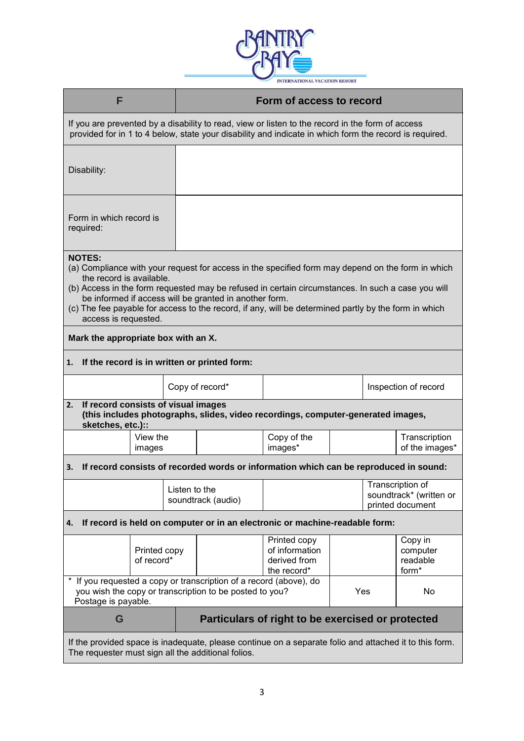| F | Form of access to record |
|---|---|
| If you are prevented by a disability to read, view or listen to the record in the form of access provided for in 1 to 4 below, state your disability and indicate in which form the record is required. | |
| Disability: | |
| Form in which record is required: | |

**NOTES:**

(a) Compliance with your request for access in the specified form may depend on the form in which the record is available.

(b) Access in the form requested may be refused in certain circumstances. In such a case you will be informed if access will be granted in another form.

(c) The fee payable for access to the record, if any, will be determined partly by the form in which access is requested.

**Mark the appropriate box with an X.**

**1. If the record is in written or printed form:**

| | Copy of record* | | Inspection of record |
|---|---|---|---|

**2. If record consists of visual images (this includes photographs, slides, video recordings, computer-generated images, sketches, etc.)::**

| | View the images | | Copy of the images* | | Transcription of the images* |
|---|---|---|---|---|---|

**3. If record consists of recorded words or information which can be reproduced in sound:**

| | Listen to the soundtrack (audio) | | Transcription of soundtrack* (written or printed document |
|---|---|---|---|

**4. If record is held on computer or in an electronic or machine-readable form:**

| | Printed copy of record* | | Printed copy of information derived from the record* | | Copy in computer readable form* |
|---|---|---|---|---|---|

| * If you requested a copy or transcription of a record (above), do you wish the copy or transcription to be posted to you? Postage is payable. | Yes | No |
|---|---|---|

| G | Particulars of right to be exercised or protected |
|---|---|
| If the provided space is inadequate, please continue on a separate folio and attached it to this form. The requester must sign all the additional folios. | |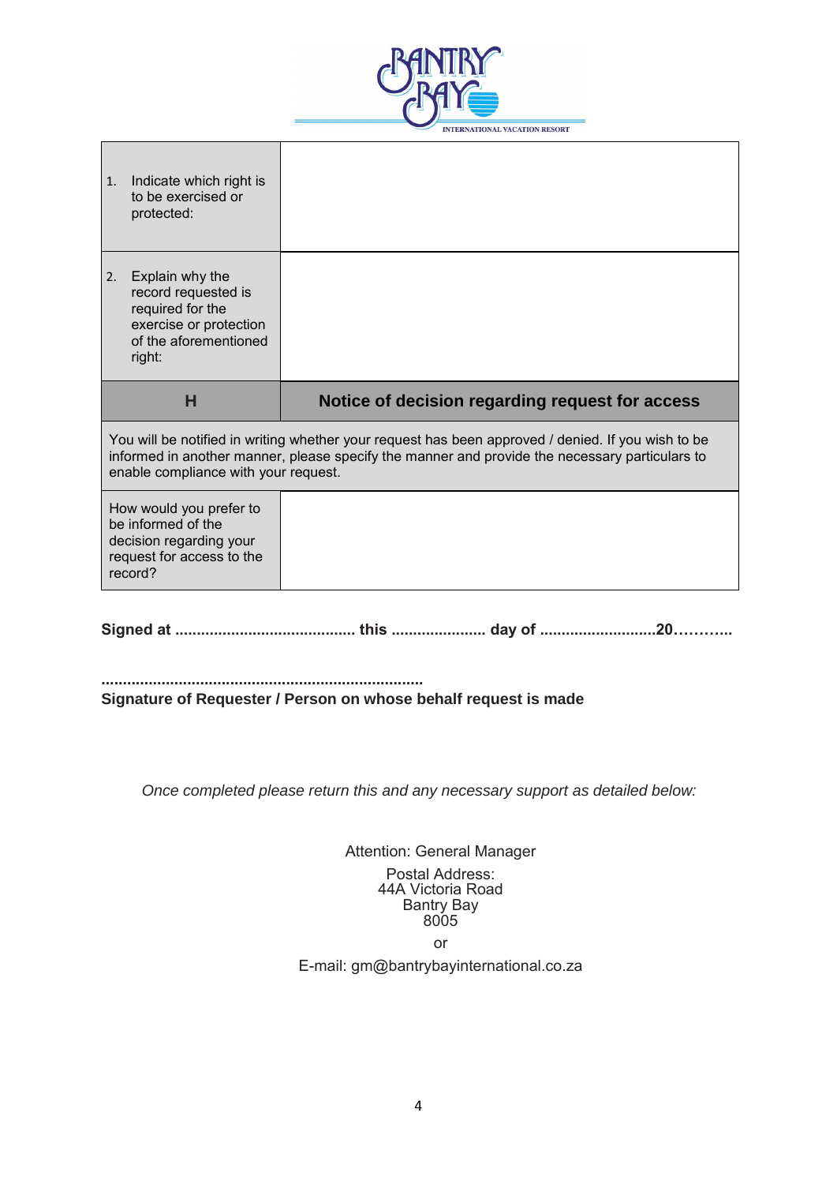| | |
|---|---|
| 1. Indicate which right is to be exercised or protected: | |
| 2. Explain why the record requested is required for the exercise or protection of the aforementioned right: | |
| **H** | **Notice of decision regarding request for access** |
| You will be notified in writing whether your request has been approved / denied. If you wish to be informed in another manner, please specify the manner and provide the necessary particulars to enable compliance with your request. | |
| How would you prefer to be informed of the decision regarding your request for access to the record? | |

**Signed at ......................................... this ...................... day of ...........................20………..**

**..........................................................................**
**Signature of Requester / Person on whose behalf request is made**

*Once completed please return this and any necessary support as detailed below:*

Attention: General Manager

Postal Address:
44A Victoria Road
Bantry Bay
8005

or

E-mail: gm@bantrybayinternational.co.za